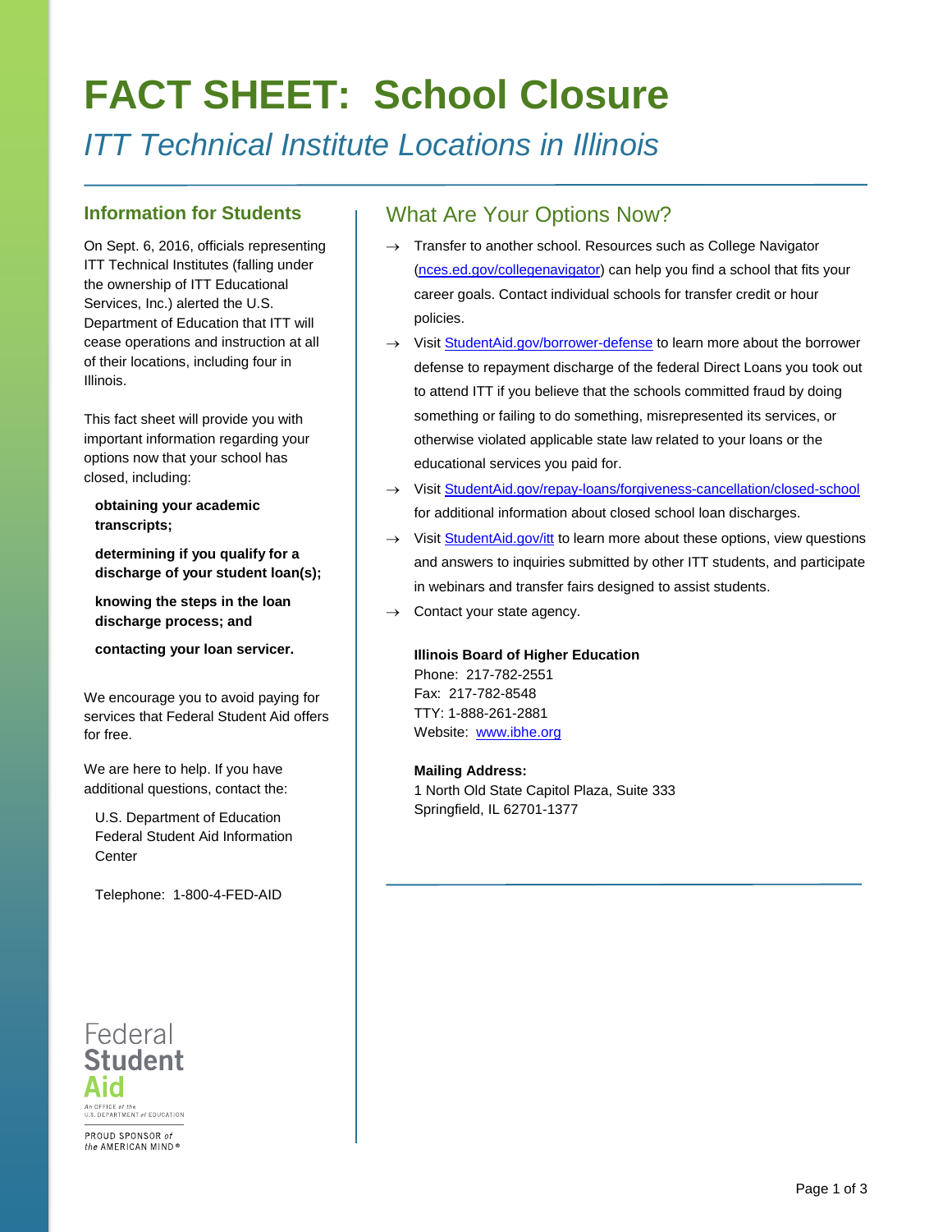# FACT SHEET: School Closure

## *ITT Technical Institute Locations in Illinois*

### Information for Students

On Sept. 6, 2016, officials representing ITT Technical Institutes (falling under the ownership of ITT Educational Services, Inc.) alerted the U.S. Department of Education that ITT will cease operations and instruction at all of their locations, including four in Illinois.

This fact sheet will provide you with important information regarding your options now that your school has closed, including:

- **obtaining your academic transcripts;**
- **determining if you qualify for a discharge of your student loan(s);**
- **knowing the steps in the loan discharge process; and**
- **contacting your loan servicer.**

We encourage you to avoid paying for services that Federal Student Aid offers for free.

We are here to help. If you have additional questions, contact the:

U.S. Department of Education
Federal Student Aid Information Center

Telephone: 1-800-4-FED-AID

Federal Student Aid
An OFFICE of the U.S. DEPARTMENT of EDUCATION

PROUD SPONSOR of the AMERICAN MIND®

## What Are Your Options Now?

→ Transfer to another school. Resources such as College Navigator (nces.ed.gov/collegenavigator) can help you find a school that fits your career goals. Contact individual schools for transfer credit or hour policies.

→ Visit StudentAid.gov/borrower-defense to learn more about the borrower defense to repayment discharge of the federal Direct Loans you took out to attend ITT if you believe that the schools committed fraud by doing something or failing to do something, misrepresented its services, or otherwise violated applicable state law related to your loans or the educational services you paid for.

→ Visit StudentAid.gov/repay-loans/forgiveness-cancellation/closed-school for additional information about closed school loan discharges.

→ Visit StudentAid.gov/itt to learn more about these options, view questions and answers to inquiries submitted by other ITT students, and participate in webinars and transfer fairs designed to assist students.

→ Contact your state agency.

**Illinois Board of Higher Education**
Phone: 217-782-2551
Fax: 217-782-8548
TTY: 1-888-261-2881
Website: www.ibhe.org

**Mailing Address:**
1 North Old State Capitol Plaza, Suite 333
Springfield, IL 62701-1377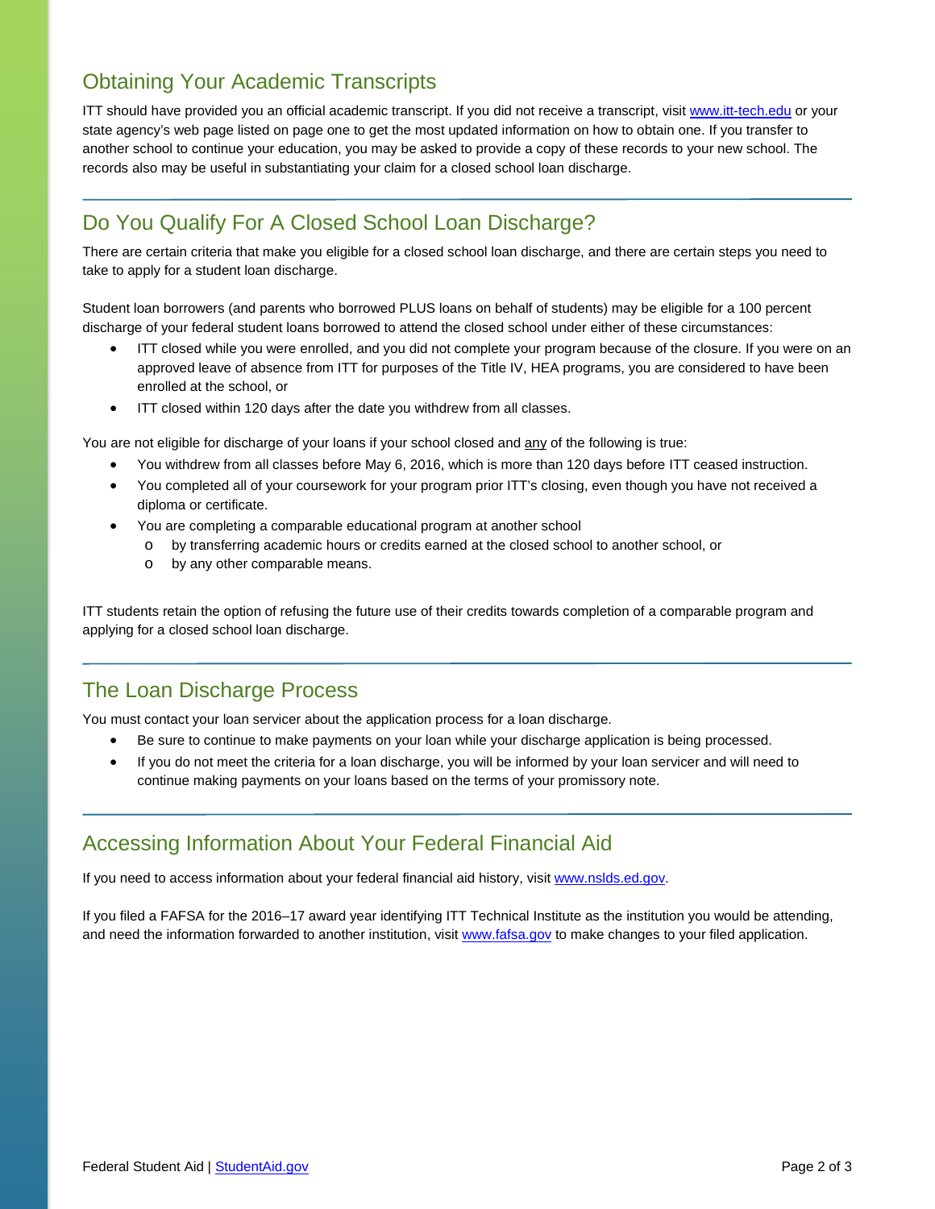## Obtaining Your Academic Transcripts

ITT should have provided you an official academic transcript. If you did not receive a transcript, visit [www.itt-tech.edu](www.itt-tech.edu) or your state agency's web page listed on page one to get the most updated information on how to obtain one. If you transfer to another school to continue your education, you may be asked to provide a copy of these records to your new school. The records also may be useful in substantiating your claim for a closed school loan discharge.

---

## Do You Qualify For A Closed School Loan Discharge?

There are certain criteria that make you eligible for a closed school loan discharge, and there are certain steps you need to take to apply for a student loan discharge.

Student loan borrowers (and parents who borrowed PLUS loans on behalf of students) may be eligible for a 100 percent discharge of your federal student loans borrowed to attend the closed school under either of these circumstances:

- ITT closed while you were enrolled, and you did not complete your program because of the closure. If you were on an approved leave of absence from ITT for purposes of the Title IV, HEA programs, you are considered to have been enrolled at the school, or
- ITT closed within 120 days after the date you withdrew from all classes.

You are not eligible for discharge of your loans if your school closed and <u>any</u> of the following is true:

- You withdrew from all classes before May 6, 2016, which is more than 120 days before ITT ceased instruction.
- You completed all of your coursework for your program prior ITT's closing, even though you have not received a diploma or certificate.
- You are completing a comparable educational program at another school
  - by transferring academic hours or credits earned at the closed school to another school, or
  - by any other comparable means.

ITT students retain the option of refusing the future use of their credits towards completion of a comparable program and applying for a closed school loan discharge.

---

## The Loan Discharge Process

You must contact your loan servicer about the application process for a loan discharge.

- Be sure to continue to make payments on your loan while your discharge application is being processed.
- If you do not meet the criteria for a loan discharge, you will be informed by your loan servicer and will need to continue making payments on your loans based on the terms of your promissory note.

---

## Accessing Information About Your Federal Financial Aid

If you need to access information about your federal financial aid history, visit [www.nslds.ed.gov](www.nslds.ed.gov).

If you filed a FAFSA for the 2016–17 award year identifying ITT Technical Institute as the institution you would be attending, and need the information forwarded to another institution, visit [www.fafsa.gov](www.fafsa.gov) to make changes to your filed application.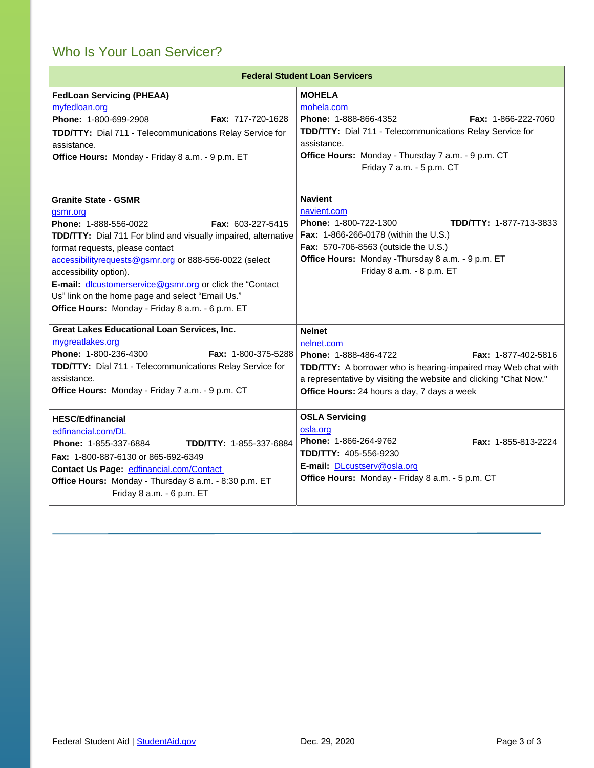## Who Is Your Loan Servicer?

| Federal Student Loan Servicers | |
|---|---|
| **FedLoan Servicing (PHEAA)**<br>myfedloan.org<br>**Phone:** 1-800-699-2908 **Fax:** 717-720-1628<br>**TDD/TTY:** Dial 711 - Telecommunications Relay Service for assistance.<br>**Office Hours:** Monday - Friday 8 a.m. - 9 p.m. ET | **MOHELA**<br>mohela.com<br>**Phone:** 1-888-866-4352 **Fax:** 1-866-222-7060<br>**TDD/TTY:** Dial 711 - Telecommunications Relay Service for assistance.<br>**Office Hours:** Monday - Thursday 7 a.m. - 9 p.m. CT<br>Friday 7 a.m. - 5 p.m. CT |
| **Granite State - GSMR**<br>gsmr.org<br>**Phone:** 1-888-556-0022 **Fax:** 603-227-5415<br>**TDD/TTY:** Dial 711 For blind and visually impaired, alternative format requests, please contact accessibilityrequests@gsmr.org or 888-556-0022 (select accessibility option).<br>**E-mail:** dlcustomerservice@gsmr.org or click the "Contact Us" link on the home page and select "Email Us."<br>**Office Hours:** Monday - Friday 8 a.m. - 6 p.m. ET | **Navient**<br>navient.com<br>**Phone:** 1-800-722-1300 **TDD/TTY:** 1-877-713-3833<br>**Fax:** 1-866-266-0178 (within the U.S.)<br>**Fax:** 570-706-8563 (outside the U.S.)<br>**Office Hours:** Monday -Thursday 8 a.m. - 9 p.m. ET<br>Friday 8 a.m. - 8 p.m. ET |
| **Great Lakes Educational Loan Services, Inc.**<br>mygreatlakes.org<br>**Phone:** 1-800-236-4300 **Fax:** 1-800-375-5288<br>**TDD/TTY:** Dial 711 - Telecommunications Relay Service for assistance.<br>**Office Hours:** Monday - Friday 7 a.m. - 9 p.m. CT | **Nelnet**<br>nelnet.com<br>**Phone:** 1-888-486-4722 **Fax:** 1-877-402-5816<br>**TDD/TTY:** A borrower who is hearing-impaired may Web chat with a representative by visiting the website and clicking "Chat Now."<br>**Office Hours:** 24 hours a day, 7 days a week |
| **HESC/Edfinancial**<br>edfinancial.com/DL<br>**Phone:** 1-855-337-6884 **TDD/TTY:** 1-855-337-6884<br>**Fax:** 1-800-887-6130 or 865-692-6349<br>**Contact Us Page:** edfinancial.com/Contact<br>**Office Hours:** Monday - Thursday 8 a.m. - 8:30 p.m. ET<br>Friday 8 a.m. - 6 p.m. ET | **OSLA Servicing**<br>osla.org<br>**Phone:** 1-866-264-9762 **Fax:** 1-855-813-2224<br>**TDD/TTY:** 405-556-9230<br>**E-mail:** DLcustserv@osla.org<br>**Office Hours:** Monday - Friday 8 a.m. - 5 p.m. CT |

Federal Student Aid | StudentAid.gov Dec. 29, 2020